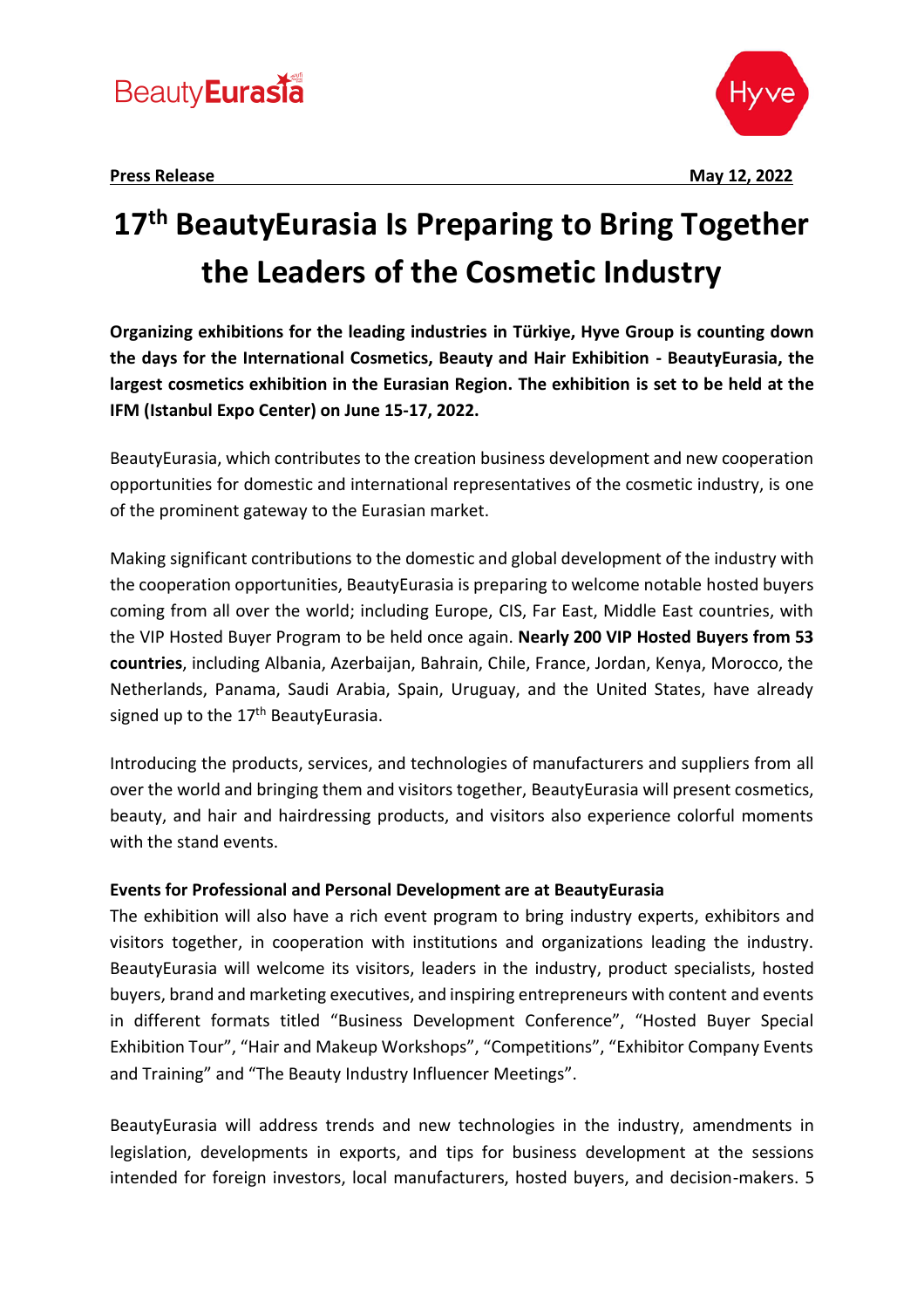**Press Release** **May 12, 2022**

# 17th BeautyEurasia Is Preparing to Bring Together the Leaders of the Cosmetic Industry

**Organizing exhibitions for the leading industries in Türkiye, Hyve Group is counting down the days for the International Cosmetics, Beauty and Hair Exhibition - BeautyEurasia, the largest cosmetics exhibition in the Eurasian Region. The exhibition is set to be held at the IFM (Istanbul Expo Center) on June 15-17, 2022.**

BeautyEurasia, which contributes to the creation business development and new cooperation opportunities for domestic and international representatives of the cosmetic industry, is one of the prominent gateway to the Eurasian market.

Making significant contributions to the domestic and global development of the industry with the cooperation opportunities, BeautyEurasia is preparing to welcome notable hosted buyers coming from all over the world; including Europe, CIS, Far East, Middle East countries, with the VIP Hosted Buyer Program to be held once again. **Nearly 200 VIP Hosted Buyers from 53 countries**, including Albania, Azerbaijan, Bahrain, Chile, France, Jordan, Kenya, Morocco, the Netherlands, Panama, Saudi Arabia, Spain, Uruguay, and the United States, have already signed up to the 17th BeautyEurasia.

Introducing the products, services, and technologies of manufacturers and suppliers from all over the world and bringing them and visitors together, BeautyEurasia will present cosmetics, beauty, and hair and hairdressing products, and visitors also experience colorful moments with the stand events.

**Events for Professional and Personal Development are at BeautyEurasia**

The exhibition will also have a rich event program to bring industry experts, exhibitors and visitors together, in cooperation with institutions and organizations leading the industry. BeautyEurasia will welcome its visitors, leaders in the industry, product specialists, hosted buyers, brand and marketing executives, and inspiring entrepreneurs with content and events in different formats titled "Business Development Conference", "Hosted Buyer Special Exhibition Tour", "Hair and Makeup Workshops", "Competitions", "Exhibitor Company Events and Training" and "The Beauty Industry Influencer Meetings".

BeautyEurasia will address trends and new technologies in the industry, amendments in legislation, developments in exports, and tips for business development at the sessions intended for foreign investors, local manufacturers, hosted buyers, and decision-makers. 5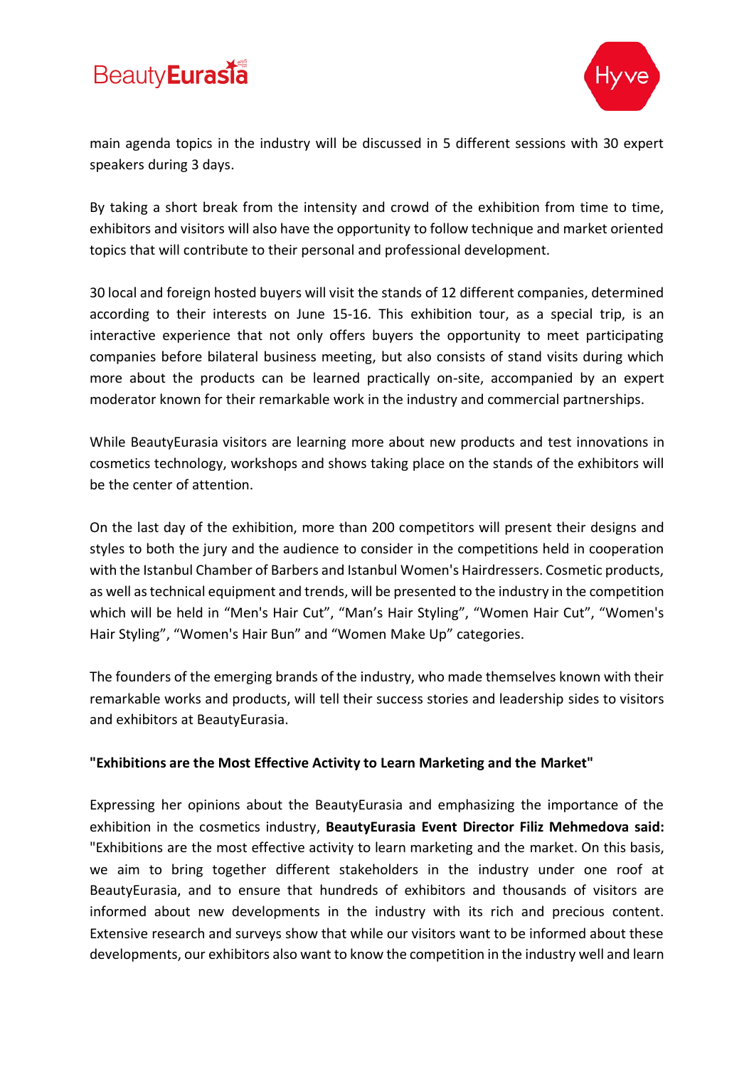main agenda topics in the industry will be discussed in 5 different sessions with 30 expert speakers during 3 days.

By taking a short break from the intensity and crowd of the exhibition from time to time, exhibitors and visitors will also have the opportunity to follow technique and market oriented topics that will contribute to their personal and professional development.

30 local and foreign hosted buyers will visit the stands of 12 different companies, determined according to their interests on June 15-16. This exhibition tour, as a special trip, is an interactive experience that not only offers buyers the opportunity to meet participating companies before bilateral business meeting, but also consists of stand visits during which more about the products can be learned practically on-site, accompanied by an expert moderator known for their remarkable work in the industry and commercial partnerships.

While BeautyEurasia visitors are learning more about new products and test innovations in cosmetics technology, workshops and shows taking place on the stands of the exhibitors will be the center of attention.

On the last day of the exhibition, more than 200 competitors will present their designs and styles to both the jury and the audience to consider in the competitions held in cooperation with the Istanbul Chamber of Barbers and Istanbul Women's Hairdressers. Cosmetic products, as well as technical equipment and trends, will be presented to the industry in the competition which will be held in “Men's Hair Cut”, “Man’s Hair Styling”, “Women Hair Cut”, “Women's Hair Styling”, “Women's Hair Bun” and “Women Make Up” categories.

The founders of the emerging brands of the industry, who made themselves known with their remarkable works and products, will tell their success stories and leadership sides to visitors and exhibitors at BeautyEurasia.

**"Exhibitions are the Most Effective Activity to Learn Marketing and the Market"**

Expressing her opinions about the BeautyEurasia and emphasizing the importance of the exhibition in the cosmetics industry, **BeautyEurasia Event Director Filiz Mehmedova said:** "Exhibitions are the most effective activity to learn marketing and the market. On this basis, we aim to bring together different stakeholders in the industry under one roof at BeautyEurasia, and to ensure that hundreds of exhibitors and thousands of visitors are informed about new developments in the industry with its rich and precious content. Extensive research and surveys show that while our visitors want to be informed about these developments, our exhibitors also want to know the competition in the industry well and learn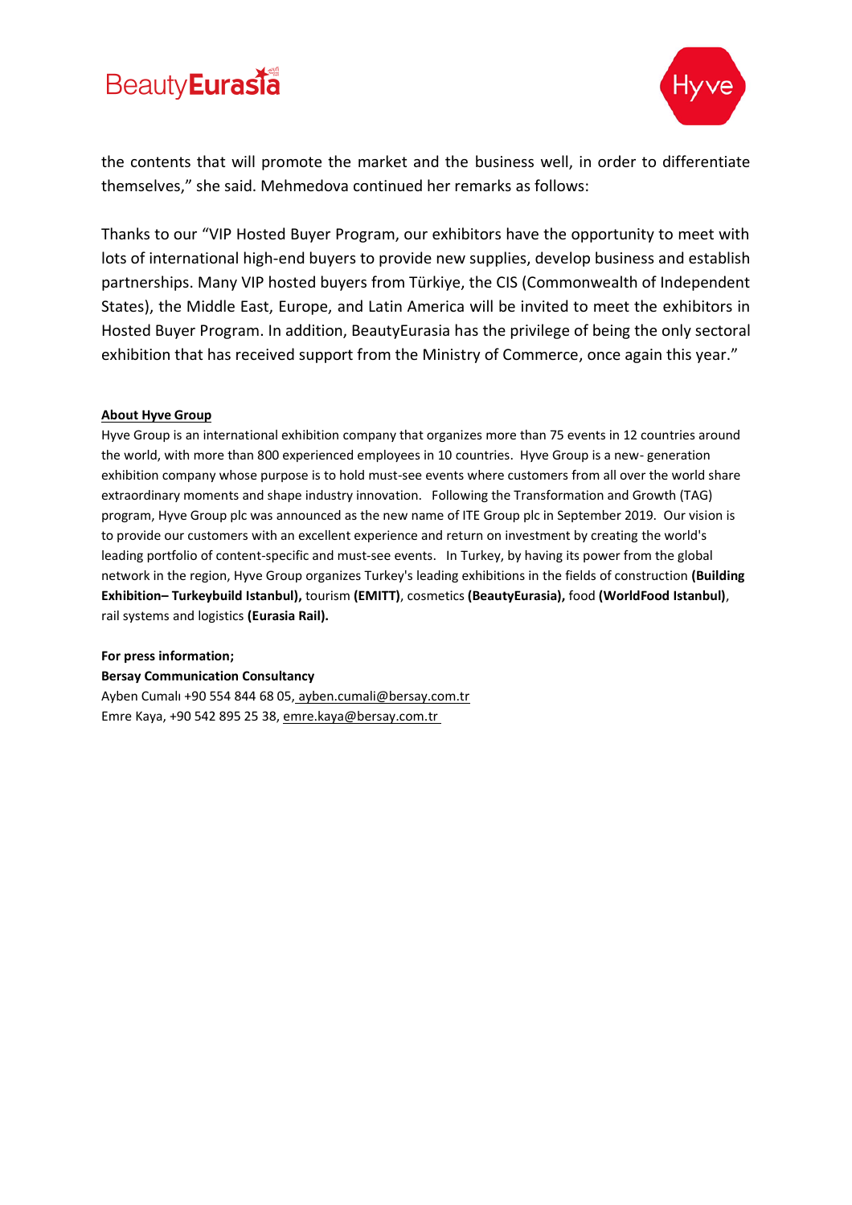the contents that will promote the market and the business well, in order to differentiate themselves," she said. Mehmedova continued her remarks as follows:

Thanks to our "VIP Hosted Buyer Program, our exhibitors have the opportunity to meet with lots of international high-end buyers to provide new supplies, develop business and establish partnerships. Many VIP hosted buyers from Türkiye, the CIS (Commonwealth of Independent States), the Middle East, Europe, and Latin America will be invited to meet the exhibitors in Hosted Buyer Program. In addition, BeautyEurasia has the privilege of being the only sectoral exhibition that has received support from the Ministry of Commerce, once again this year."

**About Hyve Group**

Hyve Group is an international exhibition company that organizes more than 75 events in 12 countries around the world, with more than 800 experienced employees in 10 countries. Hyve Group is a new- generation exhibition company whose purpose is to hold must-see events where customers from all over the world share extraordinary moments and shape industry innovation. Following the Transformation and Growth (TAG) program, Hyve Group plc was announced as the new name of ITE Group plc in September 2019. Our vision is to provide our customers with an excellent experience and return on investment by creating the world's leading portfolio of content-specific and must-see events. In Turkey, by having its power from the global network in the region, Hyve Group organizes Turkey's leading exhibitions in the fields of construction **(Building Exhibition– Turkeybuild Istanbul),** tourism **(EMITT)**, cosmetics **(BeautyEurasia),** food **(WorldFood Istanbul)**, rail systems and logistics **(Eurasia Rail).**

**For press information;**
**Bersay Communication Consultancy**
Ayben Cumalı +90 554 844 68 05, ayben.cumali@bersay.com.tr
Emre Kaya, +90 542 895 25 38, emre.kaya@bersay.com.tr